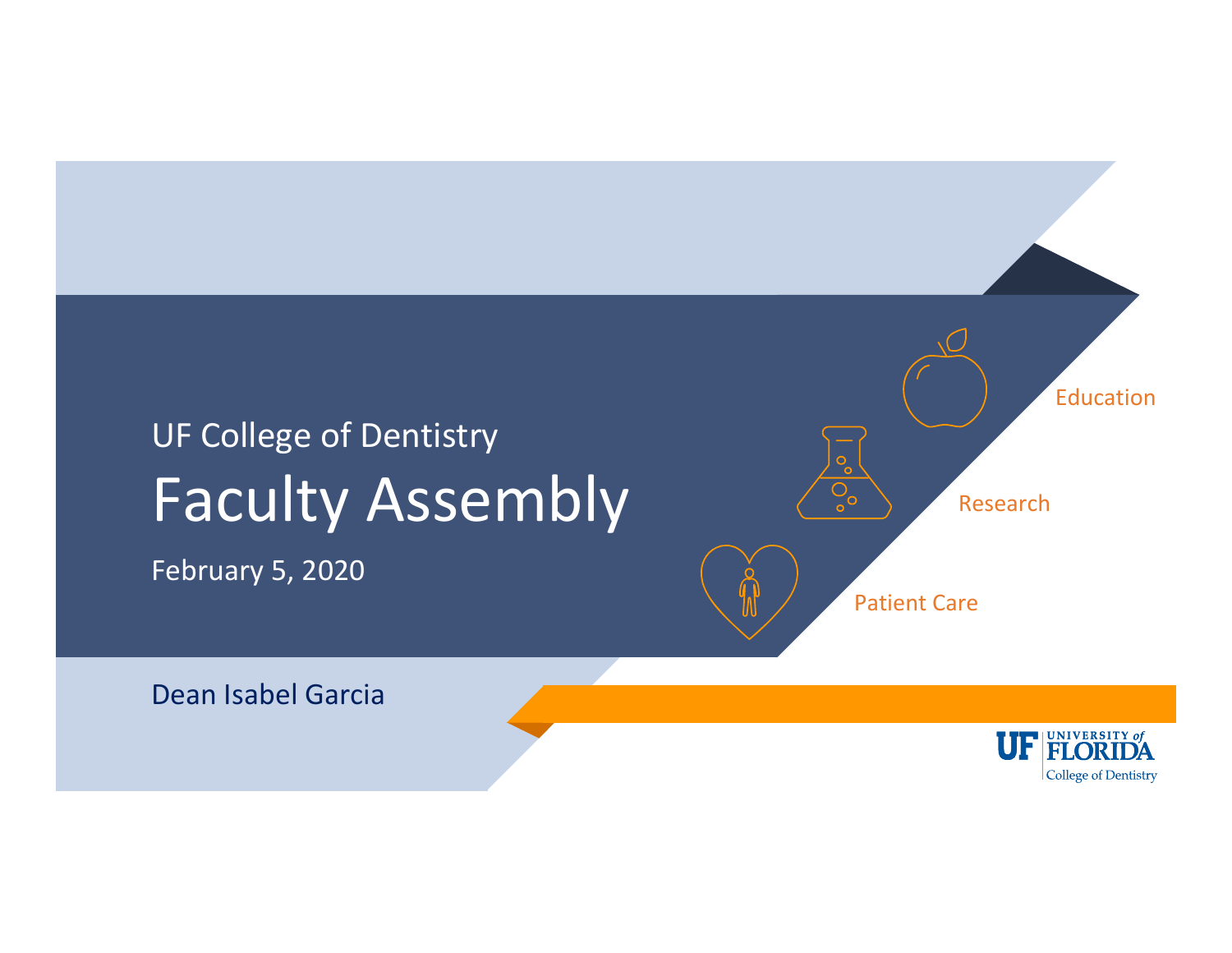UF College of Dentistry

# Faculty Assembly

February 5, 2020

Education

Research

Patient Care

Dean Isabel Garcia

UF UNIVERSITY of FLORIDA
College of Dentistry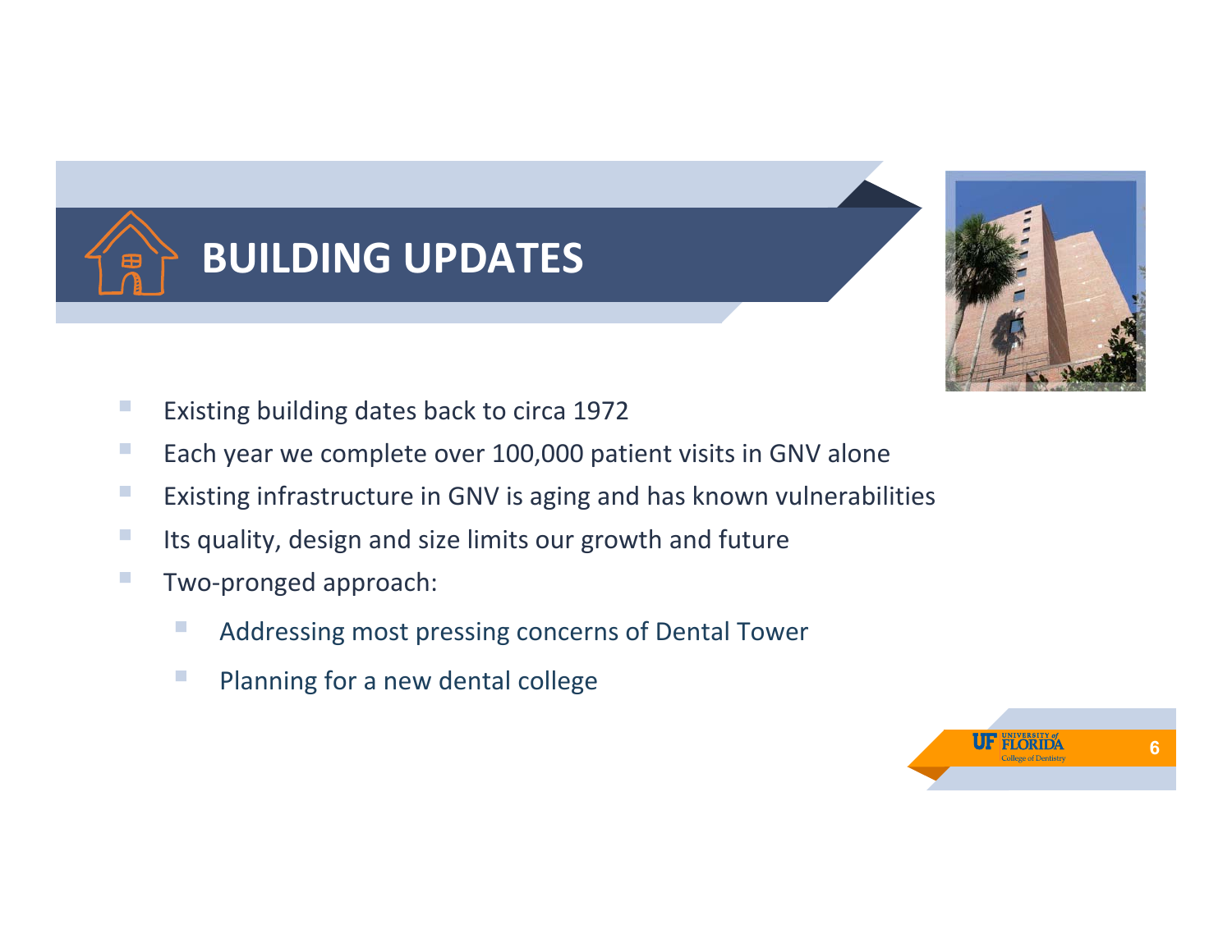# BUILDING UPDATES

- Existing building dates back to circa 1972
- Each year we complete over 100,000 patient visits in GNV alone
- Existing infrastructure in GNV is aging and has known vulnerabilities
- Its quality, design and size limits our growth and future
- Two-pronged approach:
  - Addressing most pressing concerns of Dental Tower
  - Planning for a new dental college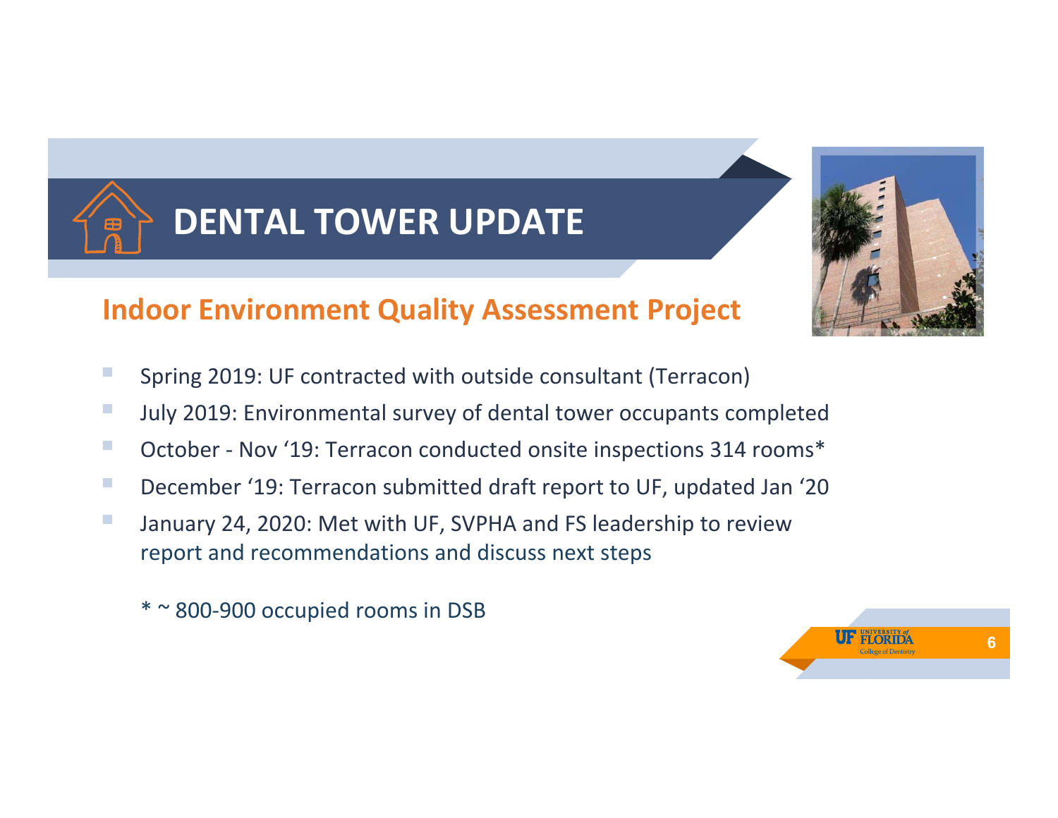# DENTAL TOWER UPDATE

## Indoor Environment Quality Assessment Project

- Spring 2019: UF contracted with outside consultant (Terracon)
- July 2019: Environmental survey of dental tower occupants completed
- October - Nov ‘19: Terracon conducted onsite inspections 314 rooms*
- December ‘19: Terracon submitted draft report to UF, updated Jan ‘20
- January 24, 2020: Met with UF, SVPHA and FS leadership to review report and recommendations and discuss next steps

* ~ 800-900 occupied rooms in DSB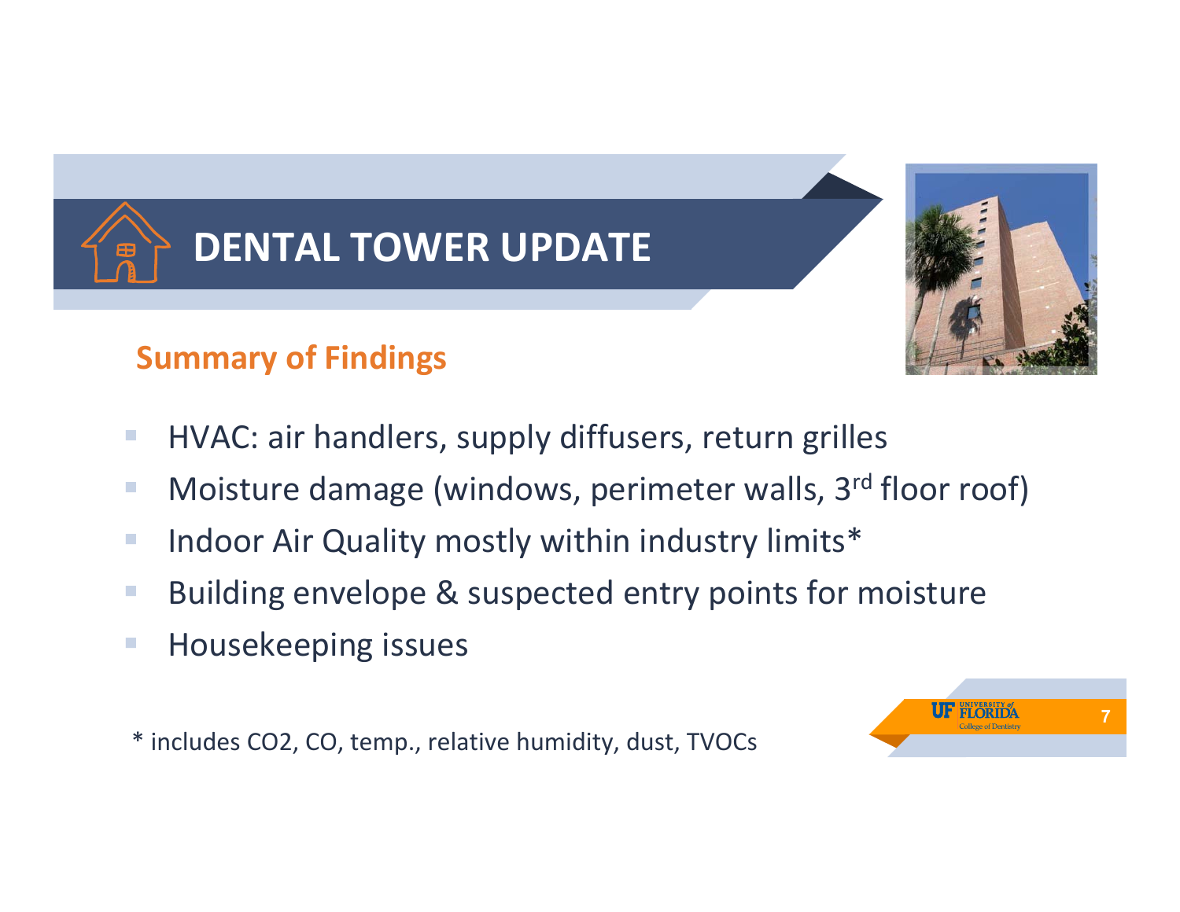# DENTAL TOWER UPDATE

## Summary of Findings

- HVAC: air handlers, supply diffusers, return grilles
- Moisture damage (windows, perimeter walls, 3rd floor roof)
- Indoor Air Quality mostly within industry limits*
- Building envelope & suspected entry points for moisture
- Housekeeping issues

* includes $CO_2$, CO, temp., relative humidity, dust, TVOCs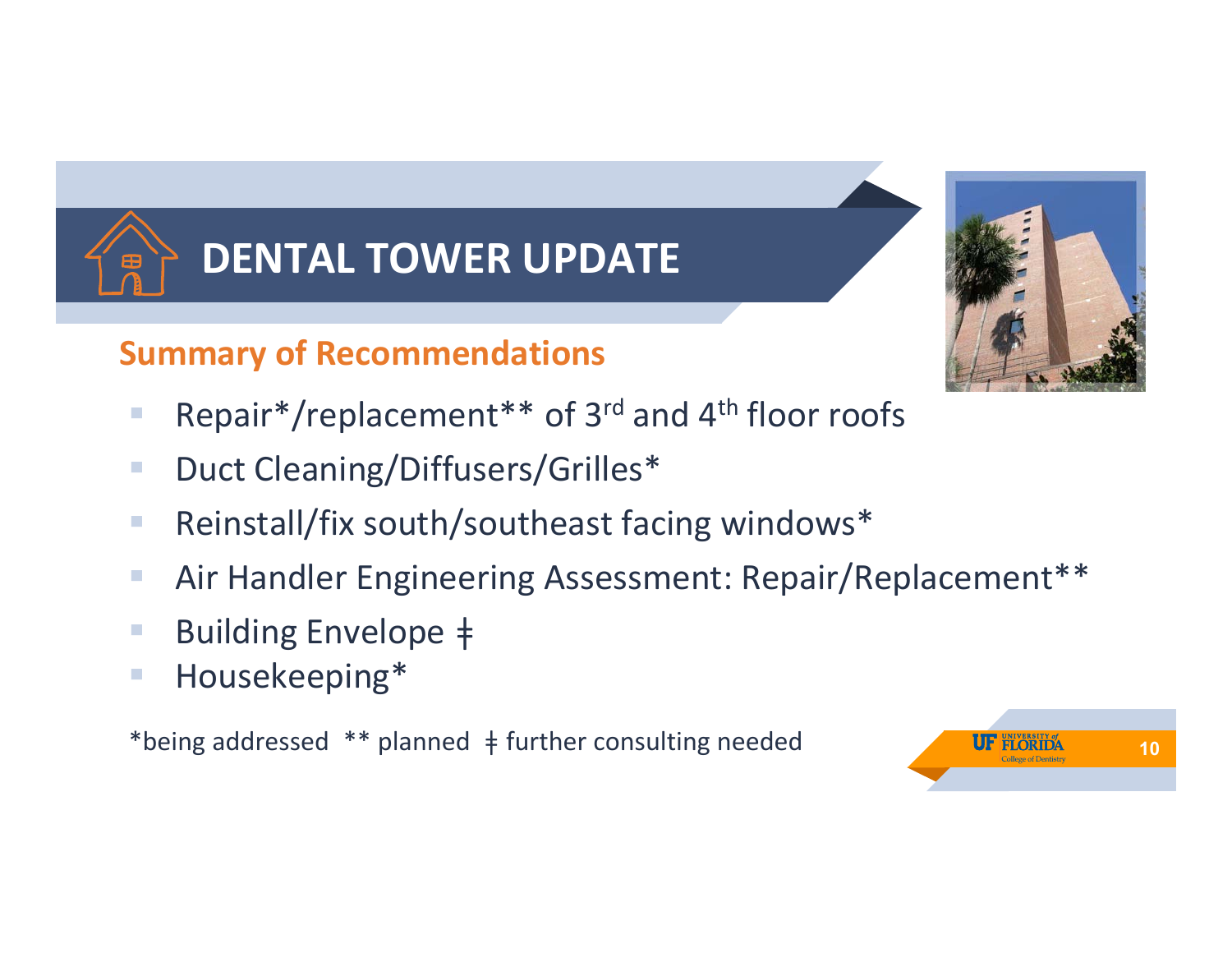# DENTAL TOWER UPDATE

## Summary of Recommendations

- Repair*/replacement** of 3rd and 4th floor roofs
- Duct Cleaning/Diffusers/Grilles*
- Reinstall/fix south/southeast facing windows*
- Air Handler Engineering Assessment: Repair/Replacement**
- Building Envelope ‡
- Housekeeping*

*being addressed ** planned ‡ further consulting needed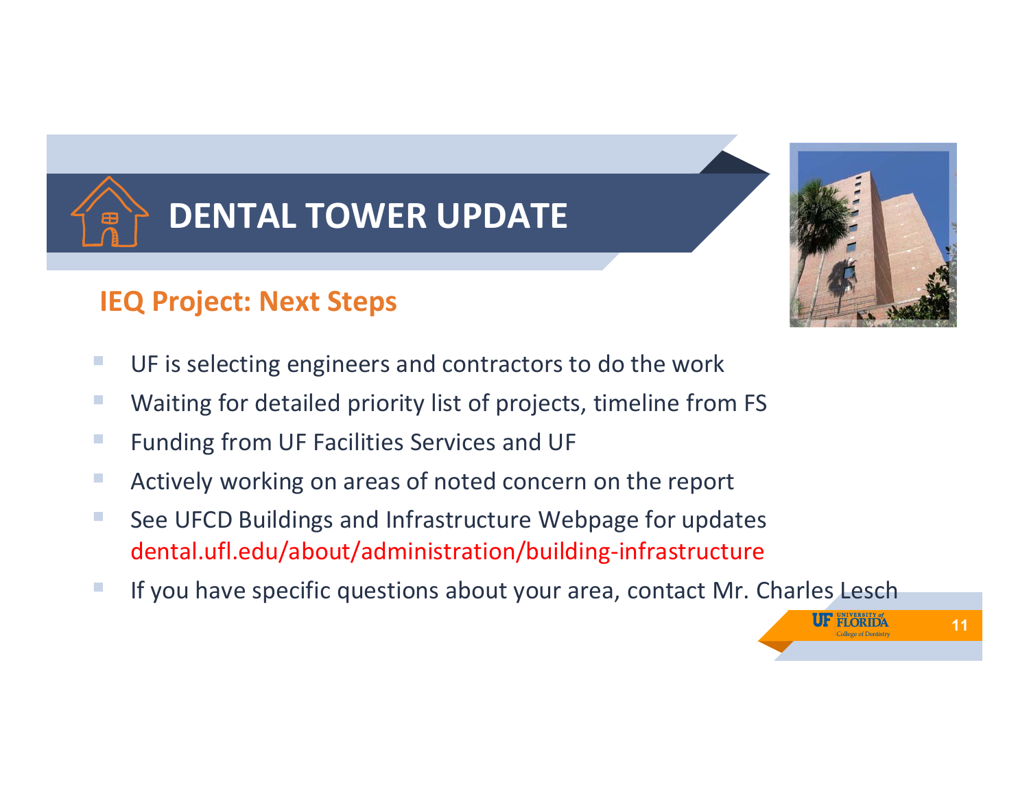# DENTAL TOWER UPDATE

## IEQ Project: Next Steps

- UF is selecting engineers and contractors to do the work
- Waiting for detailed priority list of projects, timeline from FS
- Funding from UF Facilities Services and UF
- Actively working on areas of noted concern on the report
- See UFCD Buildings and Infrastructure Webpage for updates dental.ufl.edu/about/administration/building-infrastructure
- If you have specific questions about your area, contact Mr. Charles Lesch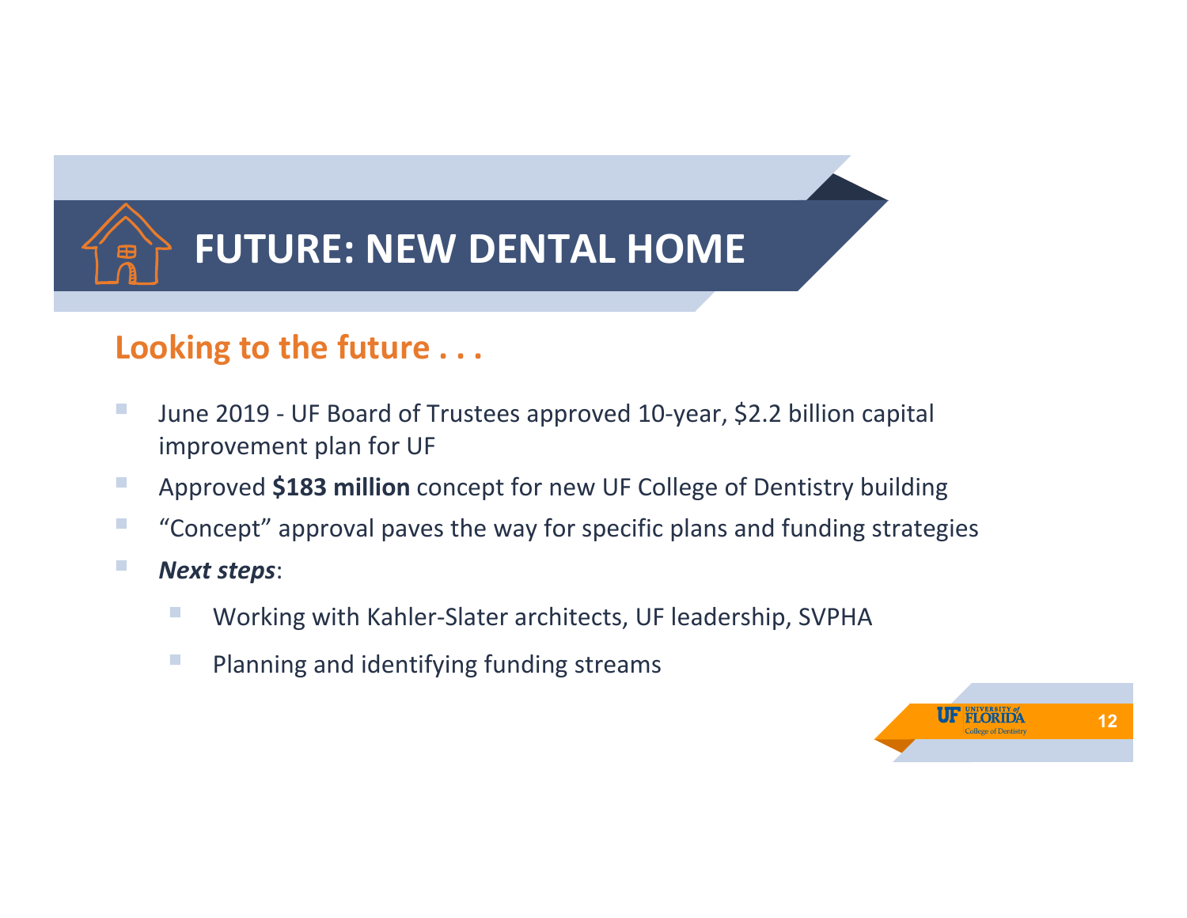# FUTURE: NEW DENTAL HOME

## Looking to the future . . .

- June 2019 - UF Board of Trustees approved 10-year, $2.2 billion capital improvement plan for UF
- Approved **$183 million** concept for new UF College of Dentistry building
- "Concept" approval paves the way for specific plans and funding strategies
- ***Next steps***:
  - Working with Kahler-Slater architects, UF leadership, SVPHA
  - Planning and identifying funding streams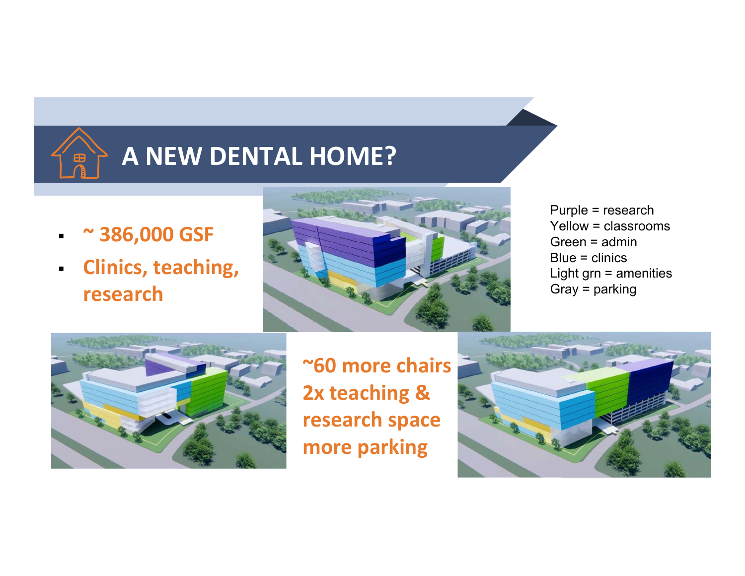# A NEW DENTAL HOME?

- ~ 386,000 GSF
- Clinics, teaching, research

Purple = research
Yellow = classrooms
Green = admin
Blue = clinics
Light grn = amenities
Gray = parking

~60 more chairs
2x teaching & research space
more parking